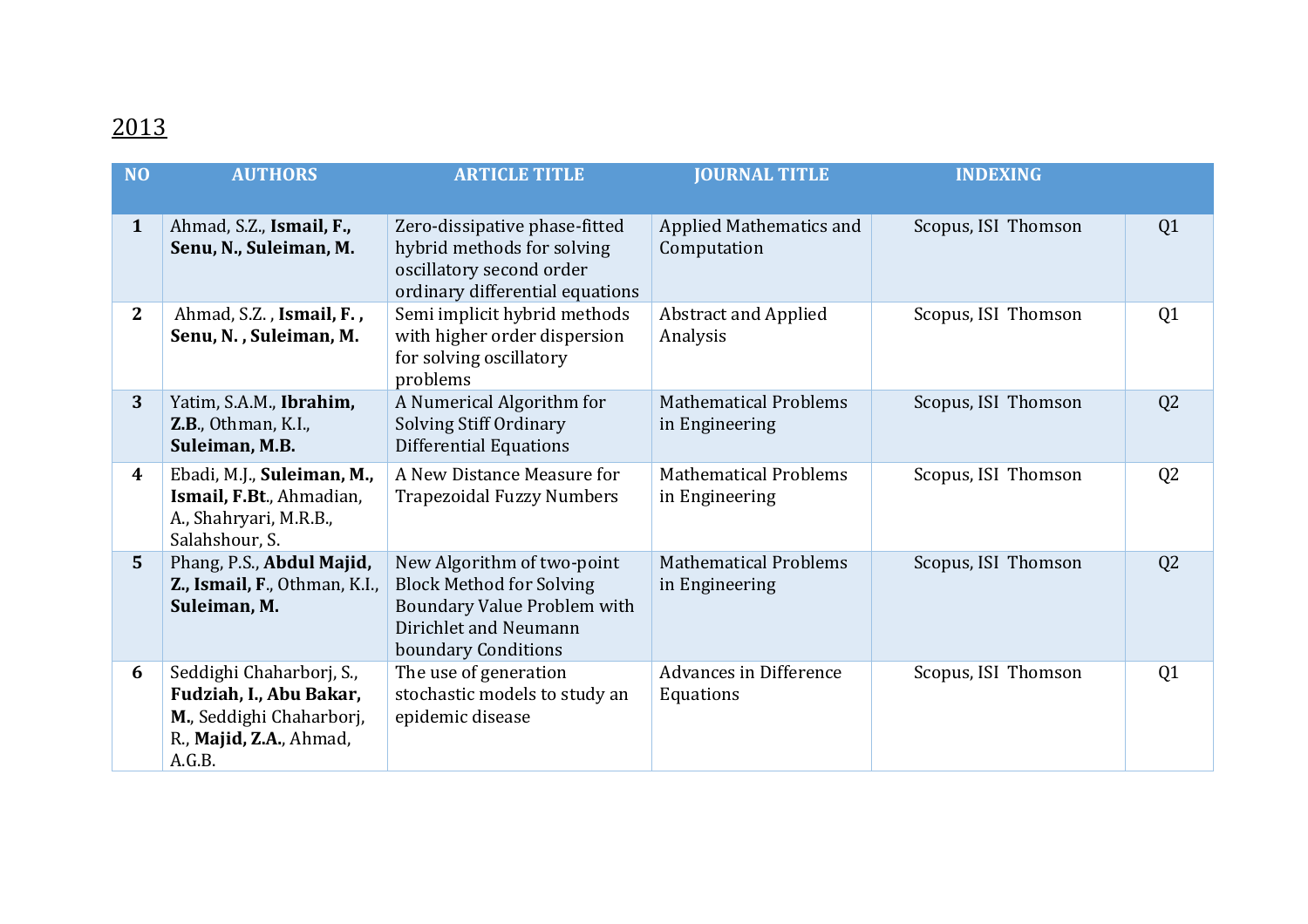2013

| NO | AUTHORS | ARTICLE TITLE | JOURNAL TITLE | INDEXING | |
|---|---|---|---|---|---|
| **1** | Ahmad, S.Z., **Ismail, F., Senu, N., Suleiman, M.** | Zero-dissipative phase-fitted hybrid methods for solving oscillatory second order ordinary differential equations | Applied Mathematics and Computation | Scopus, ISI Thomson | Q1 |
| **2** | Ahmad, S.Z. , **Ismail, F. , Senu, N. , Suleiman, M.** | Semi implicit hybrid methods with higher order dispersion for solving oscillatory problems | Abstract and Applied Analysis | Scopus, ISI Thomson | Q1 |
| **3** | Yatim, S.A.M., **Ibrahim, Z.B**., Othman, K.I., **Suleiman, M.B.** | A Numerical Algorithm for Solving Stiff Ordinary Differential Equations | Mathematical Problems in Engineering | Scopus, ISI Thomson | Q2 |
| **4** | Ebadi, M.J., **Suleiman, M., Ismail, F.Bt**., Ahmadian, A., Shahryari, M.R.B., Salahshour, S. | A New Distance Measure for Trapezoidal Fuzzy Numbers | Mathematical Problems in Engineering | Scopus, ISI Thomson | Q2 |
| **5** | Phang, P.S., **Abdul Majid, Z., Ismail, F**., Othman, K.I., **Suleiman, M.** | New Algorithm of two-point Block Method for Solving Boundary Value Problem with Dirichlet and Neumann boundary Conditions | Mathematical Problems in Engineering | Scopus, ISI Thomson | Q2 |
| **6** | Seddighi Chaharborj, S., **Fudziah, I., Abu Bakar, M.**, Seddighi Chaharborj, R., **Majid, Z.A.**, Ahmad, A.G.B. | The use of generation stochastic models to study an epidemic disease | Advances in Difference Equations | Scopus, ISI Thomson | Q1 |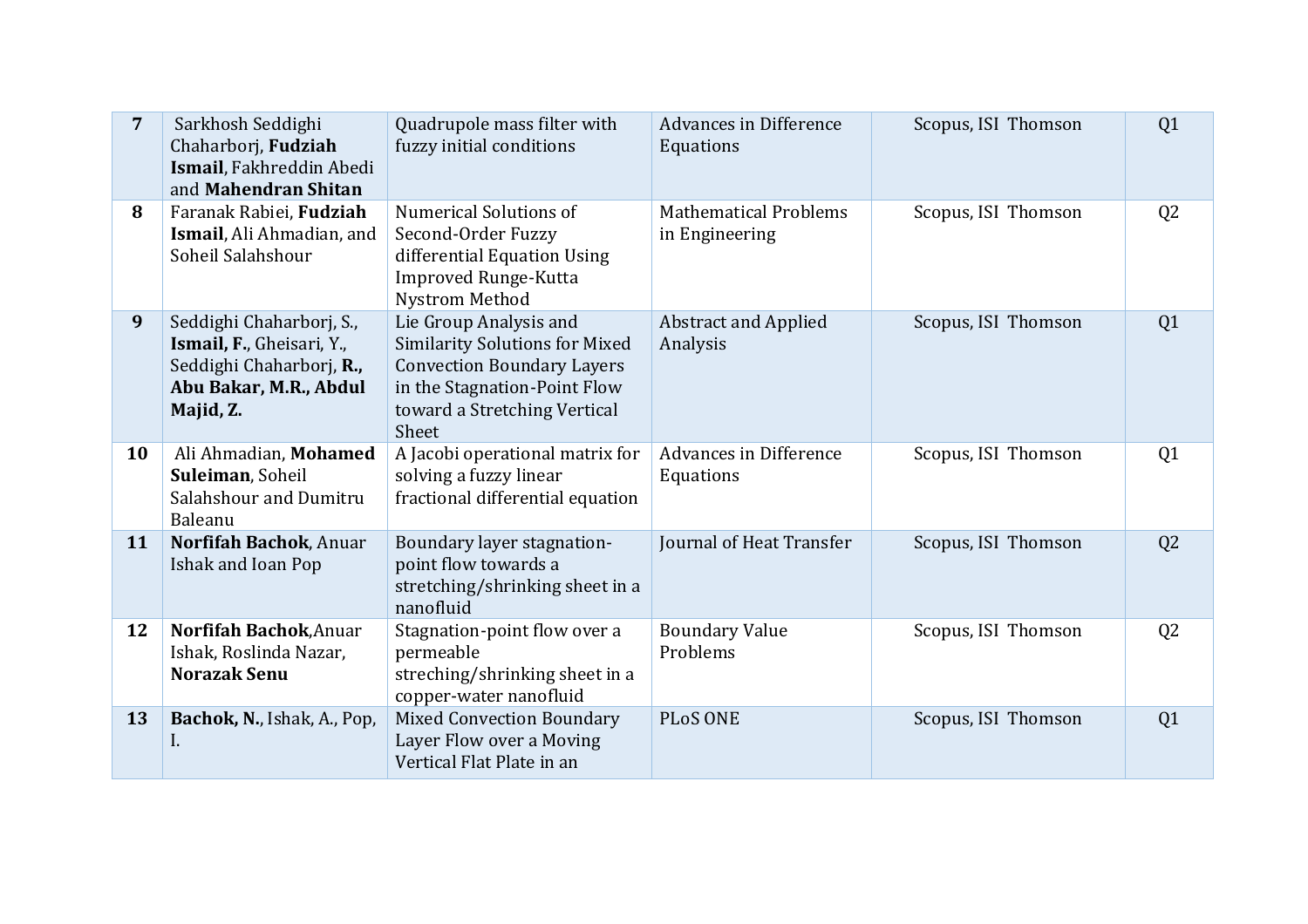| 7 | Sarkhosh Seddighi Chaharborj, **Fudziah Ismail**, Fakhreddin Abedi and **Mahendran Shitan** | Quadrupole mass filter with fuzzy initial conditions | Advances in Difference Equations | Scopus, ISI Thomson | Q1 |
|---|---|---|---|---|---|
| 8 | Faranak Rabiei, **Fudziah Ismail**, Ali Ahmadian, and Soheil Salahshour | Numerical Solutions of Second-Order Fuzzy differential Equation Using Improved Runge-Kutta Nystrom Method | Mathematical Problems in Engineering | Scopus, ISI Thomson | Q2 |
| 9 | Seddighi Chaharborj, S., **Ismail, F.**, Gheisari, Y., Seddighi Chaharborj, **R., Abu Bakar, M.R., Abdul Majid, Z.** | Lie Group Analysis and Similarity Solutions for Mixed Convection Boundary Layers in the Stagnation-Point Flow toward a Stretching Vertical Sheet | Abstract and Applied Analysis | Scopus, ISI Thomson | Q1 |
| 10 | Ali Ahmadian, **Mohamed Suleiman**, Soheil Salahshour and Dumitru Baleanu | A Jacobi operational matrix for solving a fuzzy linear fractional differential equation | Advances in Difference Equations | Scopus, ISI Thomson | Q1 |
| 11 | **Norfifah Bachok**, Anuar Ishak and Ioan Pop | Boundary layer stagnation-point flow towards a stretching/shrinking sheet in a nanofluid | Journal of Heat Transfer | Scopus, ISI Thomson | Q2 |
| 12 | **Norfifah Bachok**,Anuar Ishak, Roslinda Nazar, **Norazak Senu** | Stagnation-point flow over a permeable streching/shrinking sheet in a copper-water nanofluid | Boundary Value Problems | Scopus, ISI Thomson | Q2 |
| 13 | **Bachok, N.**, Ishak, A., Pop, I. | Mixed Convection Boundary Layer Flow over a Moving Vertical Flat Plate in an | PLoS ONE | Scopus, ISI Thomson | Q1 |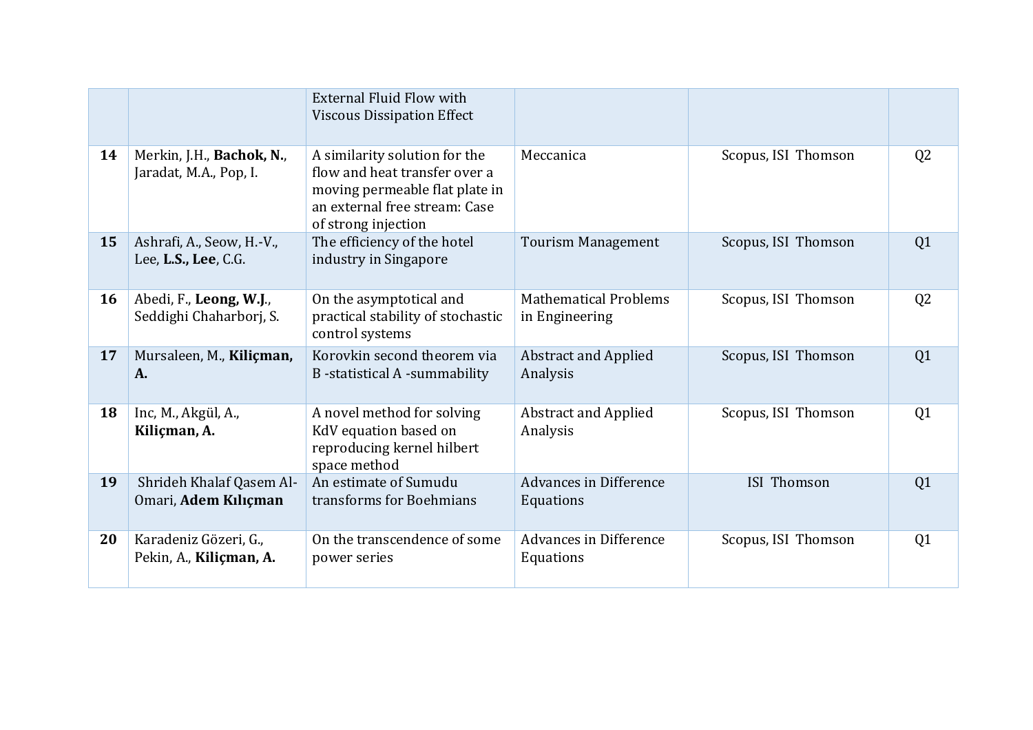| | | | | | |
|---|---|---|---|---|---|
| | | External Fluid Flow with Viscous Dissipation Effect | | | |
| **14** | Merkin, J.H., **Bachok, N.**, Jaradat, M.A., Pop, I. | A similarity solution for the flow and heat transfer over a moving permeable flat plate in an external free stream: Case of strong injection | Meccanica | Scopus, ISI Thomson | Q2 |
| **15** | Ashrafi, A., Seow, H.-V., Lee, **L.S., Lee**, C.G. | The efficiency of the hotel industry in Singapore | Tourism Management | Scopus, ISI Thomson | Q1 |
| **16** | Abedi, F., **Leong, W.J.**, Seddighi Chaharborj, S. | On the asymptotical and practical stability of stochastic control systems | Mathematical Problems in Engineering | Scopus, ISI Thomson | Q2 |
| **17** | Mursaleen, M., **Kiliçman, A.** | Korovkin second theorem via B -statistical A -summability | Abstract and Applied Analysis | Scopus, ISI Thomson | Q1 |
| **18** | Inc, M., Akgül, A., **Kiliçman, A.** | A novel method for solving KdV equation based on reproducing kernel hilbert space method | Abstract and Applied Analysis | Scopus, ISI Thomson | Q1 |
| **19** | Shrideh Khalaf Qasem Al-Omari, **Adem Kılıçman** | An estimate of Sumudu transforms for Boehmians | Advances in Difference Equations | ISI Thomson | Q1 |
| **20** | Karadeniz Gözeri, G., Pekin, A., **Kiliçman, A.** | On the transcendence of some power series | Advances in Difference Equations | Scopus, ISI Thomson | Q1 |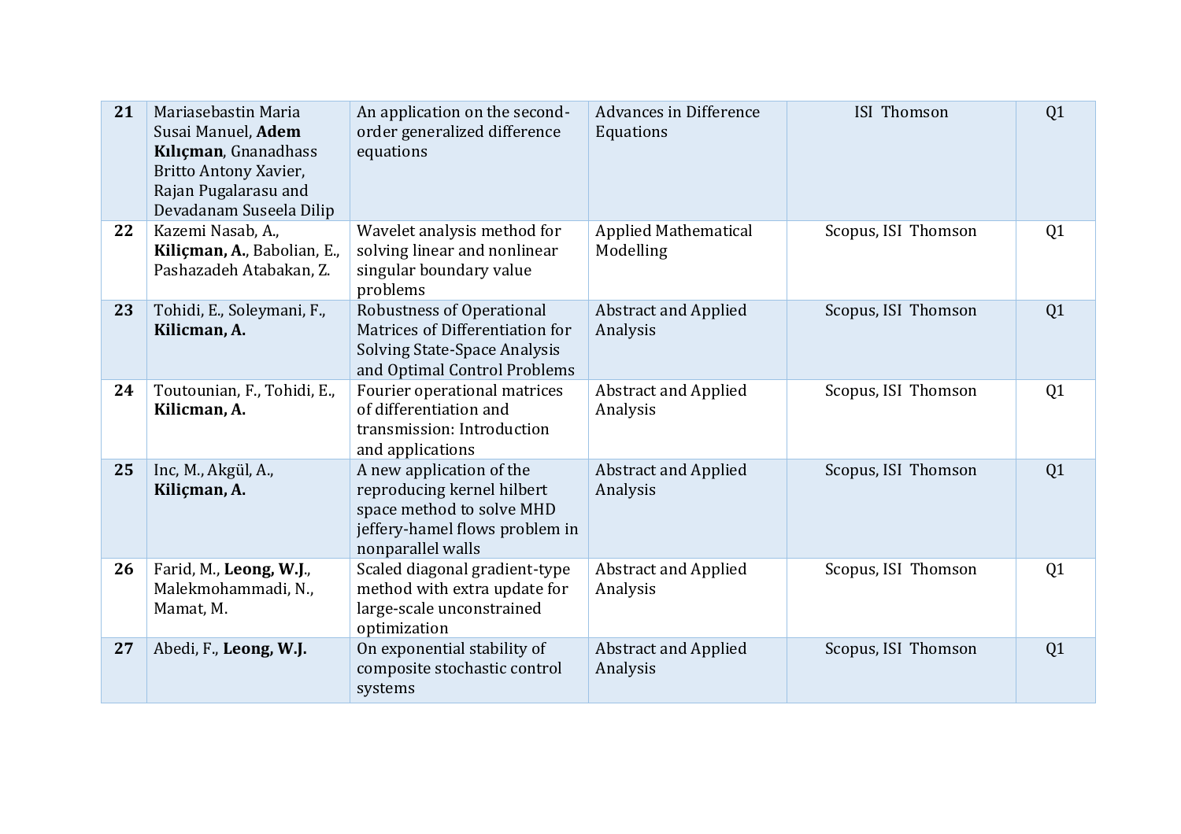| 21 | Mariasebastin Maria Susai Manuel, **Adem Kılıçman**, Gnanadhass Britto Antony Xavier, Rajan Pugalarasu and Devadanam Suseela Dilip | An application on the second-order generalized difference equations | Advances in Difference Equations | ISI Thomson | Q1 |
|---|---|---|---|---|---|
| 22 | Kazemi Nasab, A., **Kiliçman, A.**, Babolian, E., Pashazadeh Atabakan, Z. | Wavelet analysis method for solving linear and nonlinear singular boundary value problems | Applied Mathematical Modelling | Scopus, ISI Thomson | Q1 |
| 23 | Tohidi, E., Soleymani, F., **Kilicman, A.** | Robustness of Operational Matrices of Differentiation for Solving State-Space Analysis and Optimal Control Problems | Abstract and Applied Analysis | Scopus, ISI Thomson | Q1 |
| 24 | Toutounian, F., Tohidi, E., **Kilicman, A.** | Fourier operational matrices of differentiation and transmission: Introduction and applications | Abstract and Applied Analysis | Scopus, ISI Thomson | Q1 |
| 25 | Inc, M., Akgül, A., **Kiliçman, A.** | A new application of the reproducing kernel hilbert space method to solve MHD jeffery-hamel flows problem in nonparallel walls | Abstract and Applied Analysis | Scopus, ISI Thomson | Q1 |
| 26 | Farid, M., **Leong, W.J.**, Malekmohammadi, N., Mamat, M. | Scaled diagonal gradient-type method with extra update for large-scale unconstrained optimization | Abstract and Applied Analysis | Scopus, ISI Thomson | Q1 |
| 27 | Abedi, F., **Leong, W.J.** | On exponential stability of composite stochastic control systems | Abstract and Applied Analysis | Scopus, ISI Thomson | Q1 |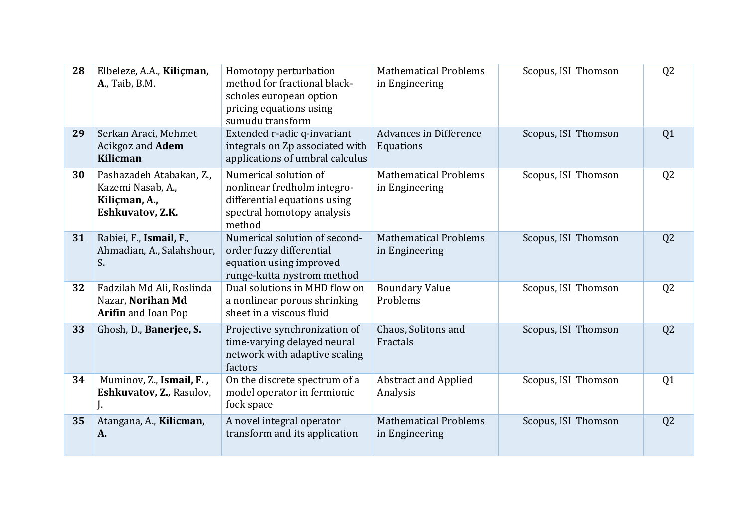| **28** | Elbeleze, A.A., **Kiliçman, A.**, Taib, B.M. | Homotopy perturbation method for fractional black-scholes european option pricing equations using sumudu transform | Mathematical Problems in Engineering | Scopus, ISI Thomson | Q2 |
|---|---|---|---|---|---|
| **29** | Serkan Araci, Mehmet Acikgoz and **Adem Kilicman** | Extended r-adic q-invariant integrals on Zp associated with applications of umbral calculus | Advances in Difference Equations | Scopus, ISI Thomson | Q1 |
| **30** | Pashazadeh Atabakan, Z., Kazemi Nasab, A., **Kiliçman, A., Eshkuvatov, Z.K.** | Numerical solution of nonlinear fredholm integro-differential equations using spectral homotopy analysis method | Mathematical Problems in Engineering | Scopus, ISI Thomson | Q2 |
| **31** | Rabiei, F., **Ismail, F.**, Ahmadian, A., Salahshour, S. | Numerical solution of second-order fuzzy differential equation using improved runge-kutta nystrom method | Mathematical Problems in Engineering | Scopus, ISI Thomson | Q2 |
| **32** | Fadzilah Md Ali, Roslinda Nazar, **Norihan Md Arifin** and Ioan Pop | Dual solutions in MHD flow on a nonlinear porous shrinking sheet in a viscous fluid | Boundary Value Problems | Scopus, ISI Thomson | Q2 |
| **33** | Ghosh, D., **Banerjee, S.** | Projective synchronization of time-varying delayed neural network with adaptive scaling factors | Chaos, Solitons and Fractals | Scopus, ISI Thomson | Q2 |
| **34** | Muminov, Z., **Ismail, F. , Eshkuvatov, Z.,** Rasulov, J. | On the discrete spectrum of a model operator in fermionic fock space | Abstract and Applied Analysis | Scopus, ISI Thomson | Q1 |
| **35** | Atangana, A., **Kilicman, A.** | A novel integral operator transform and its application | Mathematical Problems in Engineering | Scopus, ISI Thomson | Q2 |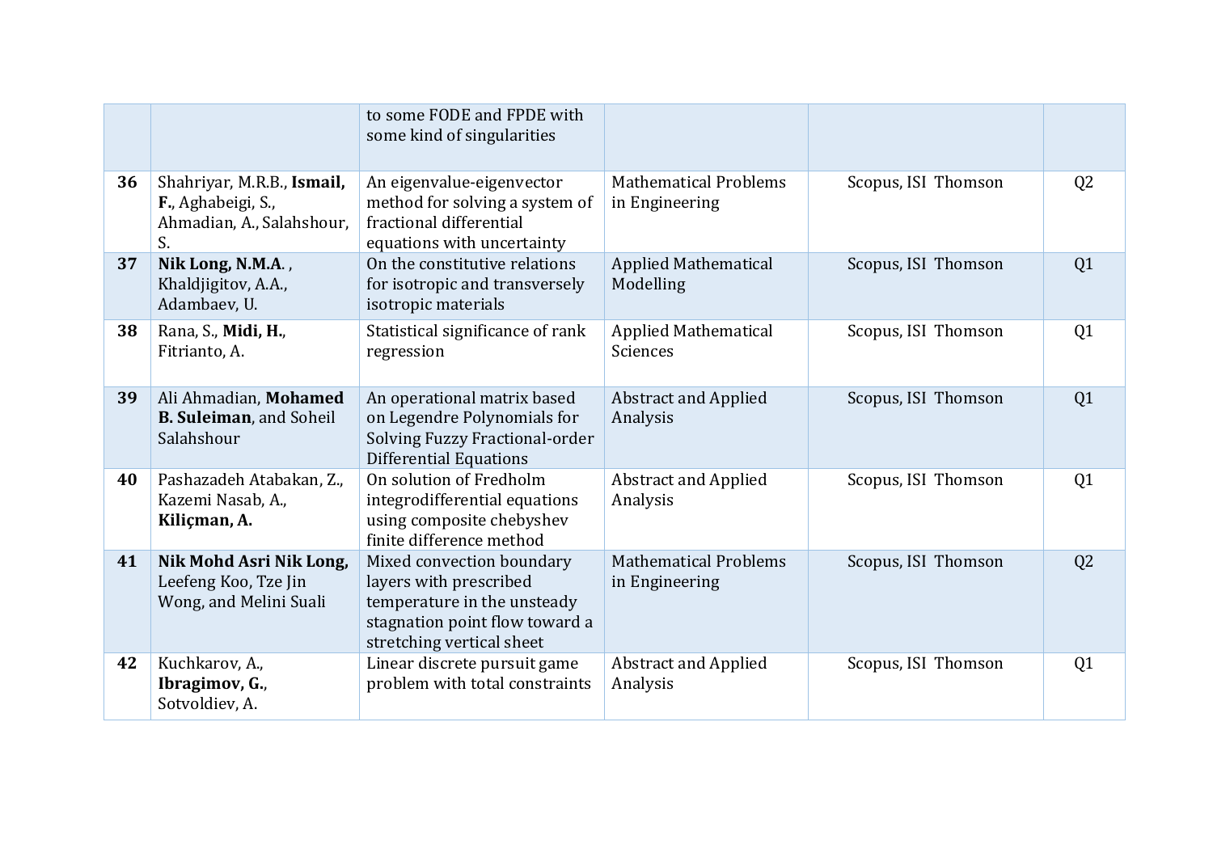|  |  | to some FODE and FPDE with some kind of singularities |  |  |  |
|---|---|---|---|---|---|
| **36** | Shahriyar, M.R.B., **Ismail, F.**, Aghabeigi, S., Ahmadian, A., Salahshour, S. | An eigenvalue-eigenvector method for solving a system of fractional differential equations with uncertainty | Mathematical Problems in Engineering | Scopus, ISI Thomson | Q2 |
| **37** | **Nik Long, N.M.A.** , Khaldjigitov, A.A., Adambaev, U. | On the constitutive relations for isotropic and transversely isotropic materials | Applied Mathematical Modelling | Scopus, ISI Thomson | Q1 |
| **38** | Rana, S., **Midi, H.**, Fitrianto, A. | Statistical significance of rank regression | Applied Mathematical Sciences | Scopus, ISI Thomson | Q1 |
| **39** | Ali Ahmadian, **Mohamed B. Suleiman**, and Soheil Salahshour | An operational matrix based on Legendre Polynomials for Solving Fuzzy Fractional-order Differential Equations | Abstract and Applied Analysis | Scopus, ISI Thomson | Q1 |
| **40** | Pashazadeh Atabakan, Z., Kazemi Nasab, A., **Kiliçman, A.** | On solution of Fredholm integrodifferential equations using composite chebyshev finite difference method | Abstract and Applied Analysis | Scopus, ISI Thomson | Q1 |
| **41** | **Nik Mohd Asri Nik Long,** Leefeng Koo, Tze Jin Wong, and Melini Suali | Mixed convection boundary layers with prescribed temperature in the unsteady stagnation point flow toward a stretching vertical sheet | Mathematical Problems in Engineering | Scopus, ISI Thomson | Q2 |
| **42** | Kuchkarov, A., **Ibragimov, G.**, Sotvoldiev, A. | Linear discrete pursuit game problem with total constraints | Abstract and Applied Analysis | Scopus, ISI Thomson | Q1 |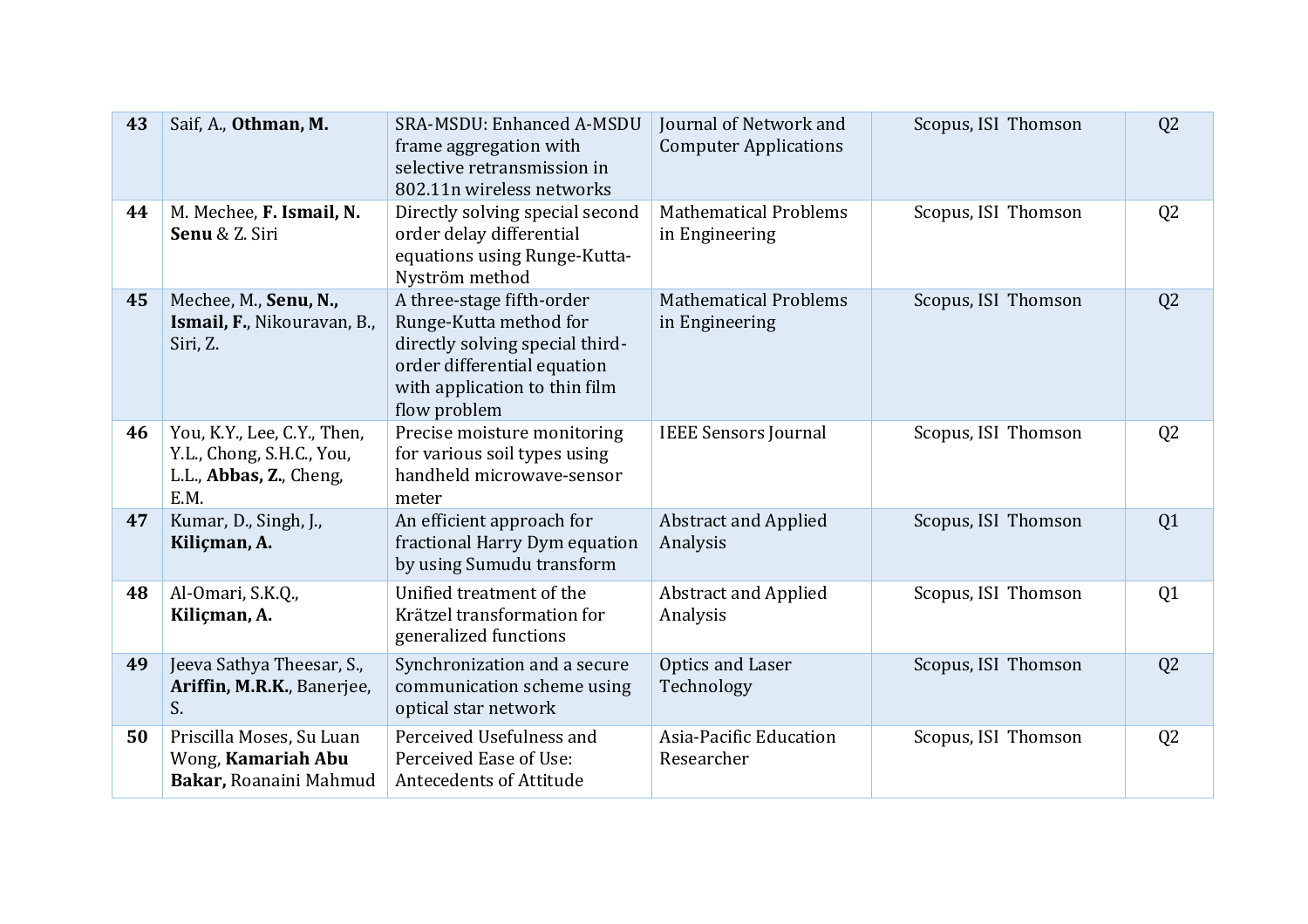| 43 | Saif, A., **Othman, M.** | SRA-MSDU: Enhanced A-MSDU frame aggregation with selective retransmission in 802.11n wireless networks | Journal of Network and Computer Applications | Scopus, ISI Thomson | Q2 |
|---|---|---|---|---|---|
| 44 | M. Mechee, **F. Ismail, N. Senu** & Z. Siri | Directly solving special second order delay differential equations using Runge-Kutta-Nyström method | Mathematical Problems in Engineering | Scopus, ISI Thomson | Q2 |
| 45 | Mechee, M., **Senu, N., Ismail, F.**, Nikouravan, B., Siri, Z. | A three-stage fifth-order Runge-Kutta method for directly solving special third-order differential equation with application to thin film flow problem | Mathematical Problems in Engineering | Scopus, ISI Thomson | Q2 |
| 46 | You, K.Y., Lee, C.Y., Then, Y.L., Chong, S.H.C., You, L.L., **Abbas, Z.**, Cheng, E.M. | Precise moisture monitoring for various soil types using handheld microwave-sensor meter | IEEE Sensors Journal | Scopus, ISI Thomson | Q2 |
| 47 | Kumar, D., Singh, J., **Kiliçman, A.** | An efficient approach for fractional Harry Dym equation by using Sumudu transform | Abstract and Applied Analysis | Scopus, ISI Thomson | Q1 |
| 48 | Al-Omari, S.K.Q., **Kiliçman, A.** | Unified treatment of the Krätzel transformation for generalized functions | Abstract and Applied Analysis | Scopus, ISI Thomson | Q1 |
| 49 | Jeeva Sathya Theesar, S., **Ariffin, M.R.K.**, Banerjee, S. | Synchronization and a secure communication scheme using optical star network | Optics and Laser Technology | Scopus, ISI Thomson | Q2 |
| 50 | Priscilla Moses, Su Luan Wong, **Kamariah Abu Bakar,** Roanaini Mahmud | Perceived Usefulness and Perceived Ease of Use: Antecedents of Attitude | Asia-Pacific Education Researcher | Scopus, ISI Thomson | Q2 |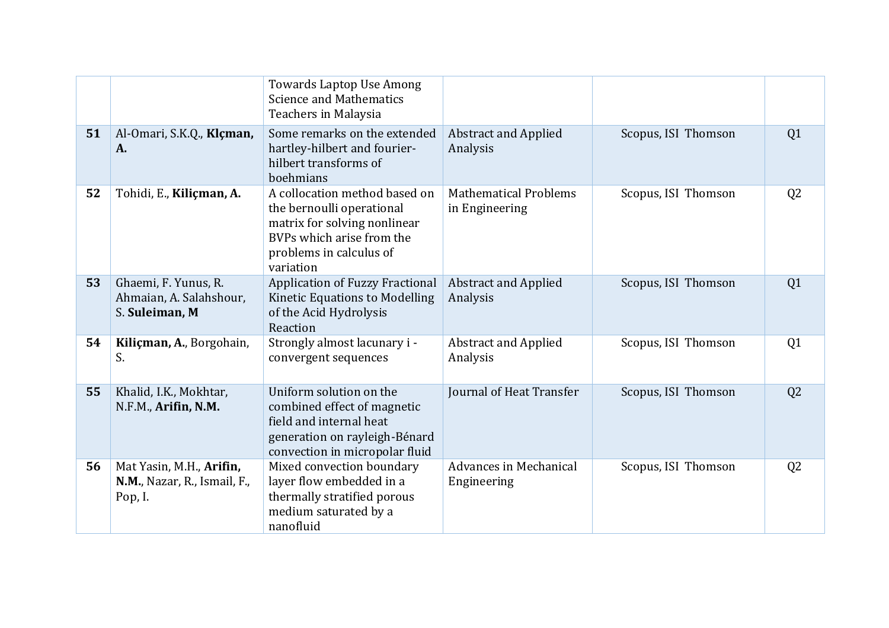|  |  |  |  |  |  |
|---|---|---|---|---|---|
|  |  | Towards Laptop Use Among Science and Mathematics Teachers in Malaysia |  |  |  |
| **51** | Al-Omari, S.K.Q., **Klçman, A.** | Some remarks on the extended hartley-hilbert and fourier-hilbert transforms of boehmians | Abstract and Applied Analysis | Scopus, ISI Thomson | Q1 |
| **52** | Tohidi, E., **Kiliçman, A.** | A collocation method based on the bernoulli operational matrix for solving nonlinear BVPs which arise from the problems in calculus of variation | Mathematical Problems in Engineering | Scopus, ISI Thomson | Q2 |
| **53** | Ghaemi, F. Yunus, R. Ahmaian, A. Salahshour, S. **Suleiman, M** | Application of Fuzzy Fractional Kinetic Equations to Modelling of the Acid Hydrolysis Reaction | Abstract and Applied Analysis | Scopus, ISI Thomson | Q1 |
| **54** | **Kiliçman, A.**, Borgohain, S. | Strongly almost lacunary i - convergent sequences | Abstract and Applied Analysis | Scopus, ISI Thomson | Q1 |
| **55** | Khalid, I.K., Mokhtar, N.F.M., **Arifin, N.M.** | Uniform solution on the combined effect of magnetic field and internal heat generation on rayleigh-Bénard convection in micropolar fluid | Journal of Heat Transfer | Scopus, ISI Thomson | Q2 |
| **56** | Mat Yasin, M.H., **Arifin, N.M.**, Nazar, R., Ismail, F., Pop, I. | Mixed convection boundary layer flow embedded in a thermally stratified porous medium saturated by a nanofluid | Advances in Mechanical Engineering | Scopus, ISI Thomson | Q2 |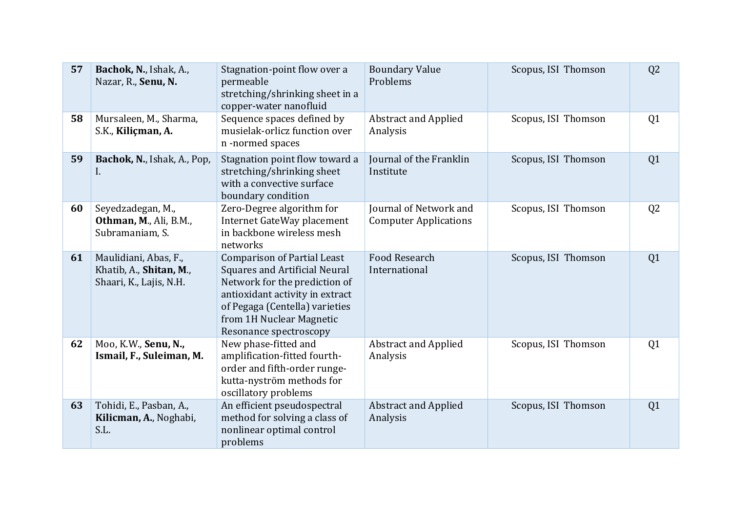| **57** | **Bachok, N.**, Ishak, A., Nazar, R., **Senu, N.** | Stagnation-point flow over a permeable stretching/shrinking sheet in a copper-water nanofluid | Boundary Value Problems | Scopus, ISI Thomson | Q2 |
|---|---|---|---|---|---|
| **58** | Mursaleen, M., Sharma, S.K., **Kiliçman, A.** | Sequence spaces defined by musielak-orlicz function over n -normed spaces | Abstract and Applied Analysis | Scopus, ISI Thomson | Q1 |
| **59** | **Bachok, N.**, Ishak, A., Pop, I. | Stagnation point flow toward a stretching/shrinking sheet with a convective surface boundary condition | Journal of the Franklin Institute | Scopus, ISI Thomson | Q1 |
| **60** | Seyedzadegan, M., **Othman, M**., Ali, B.M., Subramaniam, S. | Zero-Degree algorithm for Internet GateWay placement in backbone wireless mesh networks | Journal of Network and Computer Applications | Scopus, ISI Thomson | Q2 |
| **61** | Maulidiani, Abas, F., Khatib, A., **Shitan, M**., Shaari, K., Lajis, N.H. | Comparison of Partial Least Squares and Artificial Neural Network for the prediction of antioxidant activity in extract of Pegaga (Centella) varieties from 1H Nuclear Magnetic Resonance spectroscopy | Food Research International | Scopus, ISI Thomson | Q1 |
| **62** | Moo, K.W., **Senu, N., Ismail, F., Suleiman, M.** | New phase-fitted and amplification-fitted fourth-order and fifth-order runge-kutta-nyström methods for oscillatory problems | Abstract and Applied Analysis | Scopus, ISI Thomson | Q1 |
| **63** | Tohidi, E., Pasban, A., **Kilicman, A.**, Noghabi, S.L. | An efficient pseudospectral method for solving a class of nonlinear optimal control problems | Abstract and Applied Analysis | Scopus, ISI Thomson | Q1 |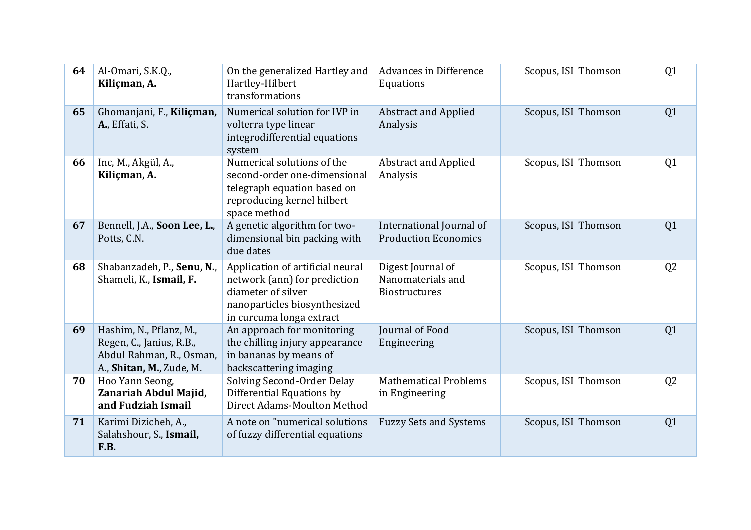| 64 | Al-Omari, S.K.Q., **Kiliçman, A.** | On the generalized Hartley and Hartley-Hilbert transformations | Advances in Difference Equations | Scopus, ISI Thomson | Q1 |
|---|---|---|---|---|---|
| 65 | Ghomanjani, F., **Kiliçman, A.**, Effati, S. | Numerical solution for IVP in volterra type linear integrodifferential equations system | Abstract and Applied Analysis | Scopus, ISI Thomson | Q1 |
| 66 | Inc, M., Akgül, A., **Kiliçman, A.** | Numerical solutions of the second-order one-dimensional telegraph equation based on reproducing kernel hilbert space method | Abstract and Applied Analysis | Scopus, ISI Thomson | Q1 |
| 67 | Bennell, J.A., **Soon Lee, L.**, Potts, C.N. | A genetic algorithm for two-dimensional bin packing with due dates | International Journal of Production Economics | Scopus, ISI Thomson | Q1 |
| 68 | Shabanzadeh, P., **Senu, N.**, Shameli, K., **Ismail, F.** | Application of artificial neural network (ann) for prediction diameter of silver nanoparticles biosynthesized in curcuma longa extract | Digest Journal of Nanomaterials and Biostructures | Scopus, ISI Thomson | Q2 |
| 69 | Hashim, N., Pflanz, M., Regen, C., Janius, R.B., Abdul Rahman, R., Osman, A., **Shitan, M.**, Zude, M. | An approach for monitoring the chilling injury appearance in bananas by means of backscattering imaging | Journal of Food Engineering | Scopus, ISI Thomson | Q1 |
| 70 | Hoo Yann Seong, **Zanariah Abdul Majid, and Fudziah Ismail** | Solving Second-Order Delay Differential Equations by Direct Adams-Moulton Method | Mathematical Problems in Engineering | Scopus, ISI Thomson | Q2 |
| 71 | Karimi Dizicheh, A., Salahshour, S., **Ismail, F.B.** | A note on "numerical solutions of fuzzy differential equations | Fuzzy Sets and Systems | Scopus, ISI Thomson | Q1 |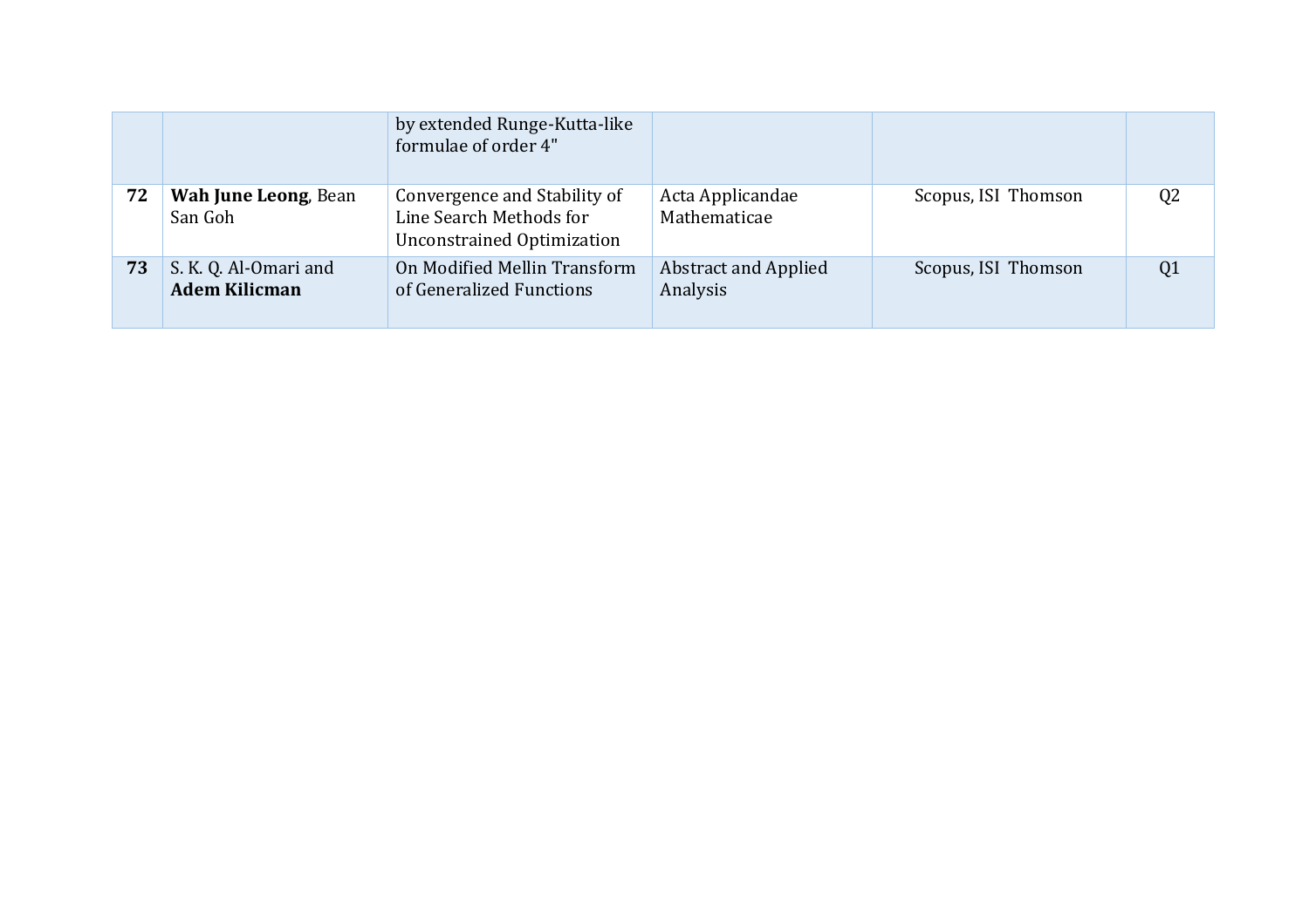| | | | | | |
|---|---|---|---|---|---|
| | | by extended Runge-Kutta-like formulae of order 4" | | | |
| **72** | **Wah June Leong**, Bean San Goh | Convergence and Stability of Line Search Methods for Unconstrained Optimization | Acta Applicandae Mathematicae | Scopus, ISI Thomson | Q2 |
| **73** | S. K. Q. Al-Omari and **Adem Kilicman** | On Modified Mellin Transform of Generalized Functions | Abstract and Applied Analysis | Scopus, ISI Thomson | Q1 |